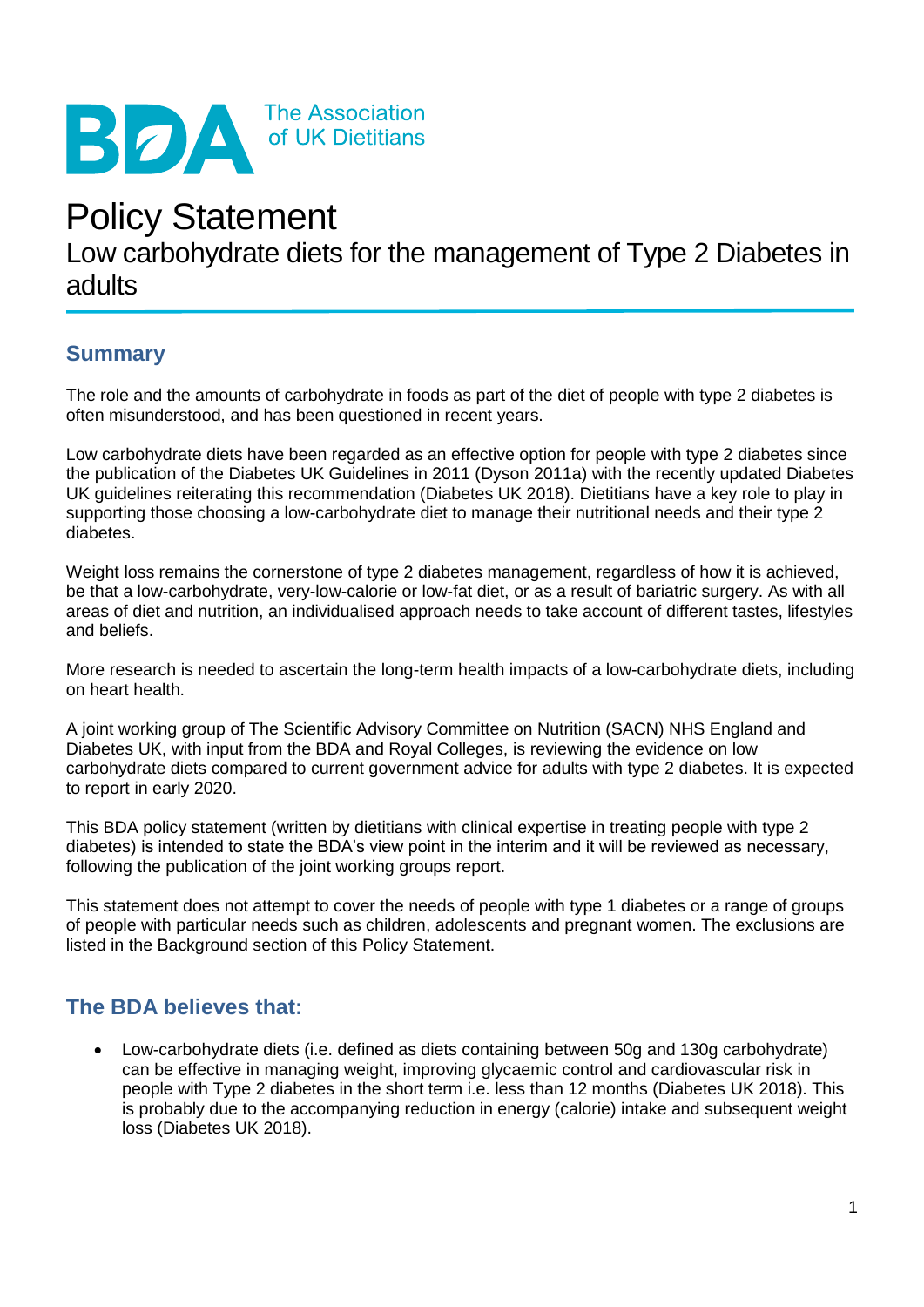BDA The Association of UK Dietitians

# Policy Statement

## Low carbohydrate diets for the management of Type 2 Diabetes in adults

### Summary

The role and the amounts of carbohydrate in foods as part of the diet of people with type 2 diabetes is often misunderstood, and has been questioned in recent years.

Low carbohydrate diets have been regarded as an effective option for people with type 2 diabetes since the publication of the Diabetes UK Guidelines in 2011 (Dyson 2011a) with the recently updated Diabetes UK guidelines reiterating this recommendation (Diabetes UK 2018). Dietitians have a key role to play in supporting those choosing a low-carbohydrate diet to manage their nutritional needs and their type 2 diabetes.

Weight loss remains the cornerstone of type 2 diabetes management, regardless of how it is achieved, be that a low-carbohydrate, very-low-calorie or low-fat diet, or as a result of bariatric surgery. As with all areas of diet and nutrition, an individualised approach needs to take account of different tastes, lifestyles and beliefs.

More research is needed to ascertain the long-term health impacts of a low-carbohydrate diets, including on heart health.

A joint working group of The Scientific Advisory Committee on Nutrition (SACN) NHS England and Diabetes UK, with input from the BDA and Royal Colleges, is reviewing the evidence on low carbohydrate diets compared to current government advice for adults with type 2 diabetes. It is expected to report in early 2020.

This BDA policy statement (written by dietitians with clinical expertise in treating people with type 2 diabetes) is intended to state the BDA's view point in the interim and it will be reviewed as necessary, following the publication of the joint working groups report.

This statement does not attempt to cover the needs of people with type 1 diabetes or a range of groups of people with particular needs such as children, adolescents and pregnant women. The exclusions are listed in the Background section of this Policy Statement.

### The BDA believes that:

- Low-carbohydrate diets (i.e. defined as diets containing between 50g and 130g carbohydrate) can be effective in managing weight, improving glycaemic control and cardiovascular risk in people with Type 2 diabetes in the short term i.e. less than 12 months (Diabetes UK 2018). This is probably due to the accompanying reduction in energy (calorie) intake and subsequent weight loss (Diabetes UK 2018).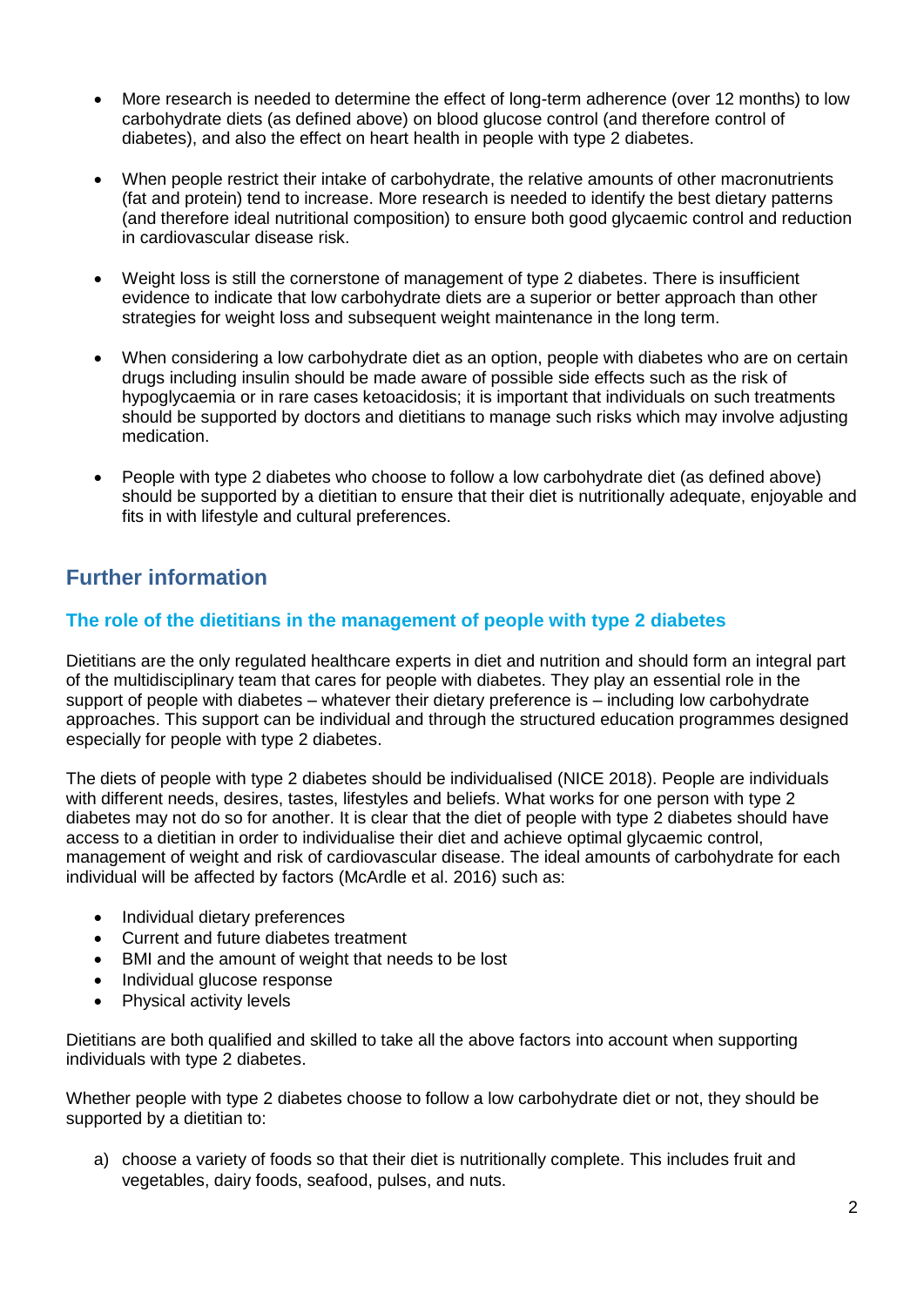- More research is needed to determine the effect of long-term adherence (over 12 months) to low carbohydrate diets (as defined above) on blood glucose control (and therefore control of diabetes), and also the effect on heart health in people with type 2 diabetes.

- When people restrict their intake of carbohydrate, the relative amounts of other macronutrients (fat and protein) tend to increase. More research is needed to identify the best dietary patterns (and therefore ideal nutritional composition) to ensure both good glycaemic control and reduction in cardiovascular disease risk.

- Weight loss is still the cornerstone of management of type 2 diabetes. There is insufficient evidence to indicate that low carbohydrate diets are a superior or better approach than other strategies for weight loss and subsequent weight maintenance in the long term.

- When considering a low carbohydrate diet as an option, people with diabetes who are on certain drugs including insulin should be made aware of possible side effects such as the risk of hypoglycaemia or in rare cases ketoacidosis; it is important that individuals on such treatments should be supported by doctors and dietitians to manage such risks which may involve adjusting medication.

- People with type 2 diabetes who choose to follow a low carbohydrate diet (as defined above) should be supported by a dietitian to ensure that their diet is nutritionally adequate, enjoyable and fits in with lifestyle and cultural preferences.

## Further information

### The role of the dietitians in the management of people with type 2 diabetes

Dietitians are the only regulated healthcare experts in diet and nutrition and should form an integral part of the multidisciplinary team that cares for people with diabetes. They play an essential role in the support of people with diabetes – whatever their dietary preference is – including low carbohydrate approaches. This support can be individual and through the structured education programmes designed especially for people with type 2 diabetes.

The diets of people with type 2 diabetes should be individualised (NICE 2018). People are individuals with different needs, desires, tastes, lifestyles and beliefs. What works for one person with type 2 diabetes may not do so for another. It is clear that the diet of people with type 2 diabetes should have access to a dietitian in order to individualise their diet and achieve optimal glycaemic control, management of weight and risk of cardiovascular disease. The ideal amounts of carbohydrate for each individual will be affected by factors (McArdle et al. 2016) such as:

- Individual dietary preferences
- Current and future diabetes treatment
- BMI and the amount of weight that needs to be lost
- Individual glucose response
- Physical activity levels

Dietitians are both qualified and skilled to take all the above factors into account when supporting individuals with type 2 diabetes.

Whether people with type 2 diabetes choose to follow a low carbohydrate diet or not, they should be supported by a dietitian to:

a) choose a variety of foods so that their diet is nutritionally complete. This includes fruit and vegetables, dairy foods, seafood, pulses, and nuts.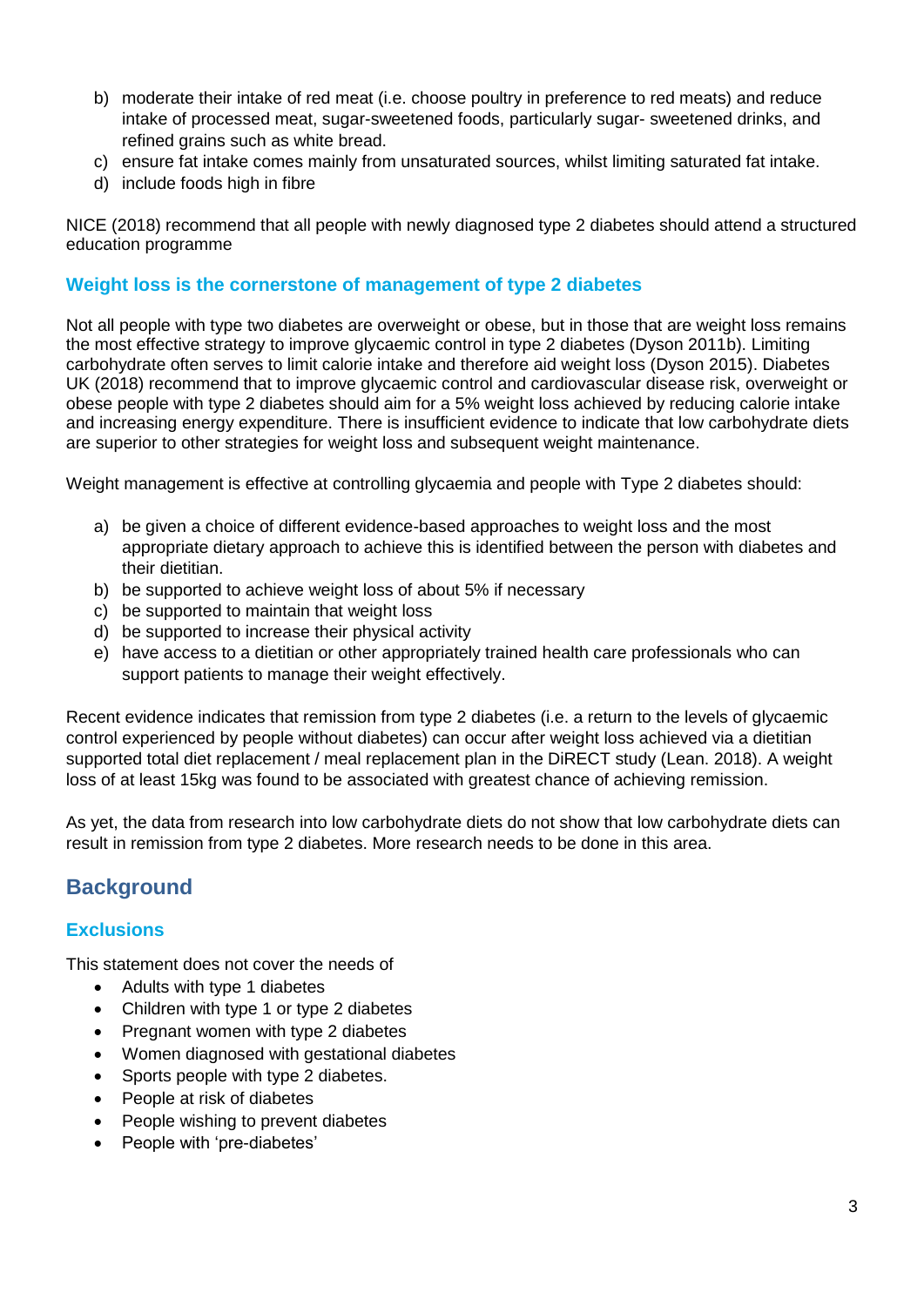b) moderate their intake of red meat (i.e. choose poultry in preference to red meats) and reduce intake of processed meat, sugar-sweetened foods, particularly sugar- sweetened drinks, and refined grains such as white bread.
c) ensure fat intake comes mainly from unsaturated sources, whilst limiting saturated fat intake.
d) include foods high in fibre

NICE (2018) recommend that all people with newly diagnosed type 2 diabetes should attend a structured education programme

### Weight loss is the cornerstone of management of type 2 diabetes

Not all people with type two diabetes are overweight or obese, but in those that are weight loss remains the most effective strategy to improve glycaemic control in type 2 diabetes (Dyson 2011b). Limiting carbohydrate often serves to limit calorie intake and therefore aid weight loss (Dyson 2015). Diabetes UK (2018) recommend that to improve glycaemic control and cardiovascular disease risk, overweight or obese people with type 2 diabetes should aim for a 5% weight loss achieved by reducing calorie intake and increasing energy expenditure. There is insufficient evidence to indicate that low carbohydrate diets are superior to other strategies for weight loss and subsequent weight maintenance.

Weight management is effective at controlling glycaemia and people with Type 2 diabetes should:

a) be given a choice of different evidence-based approaches to weight loss and the most appropriate dietary approach to achieve this is identified between the person with diabetes and their dietitian.
b) be supported to achieve weight loss of about 5% if necessary
c) be supported to maintain that weight loss
d) be supported to increase their physical activity
e) have access to a dietitian or other appropriately trained health care professionals who can support patients to manage their weight effectively.

Recent evidence indicates that remission from type 2 diabetes (i.e. a return to the levels of glycaemic control experienced by people without diabetes) can occur after weight loss achieved via a dietitian supported total diet replacement / meal replacement plan in the DiRECT study (Lean. 2018). A weight loss of at least 15kg was found to be associated with greatest chance of achieving remission.

As yet, the data from research into low carbohydrate diets do not show that low carbohydrate diets can result in remission from type 2 diabetes. More research needs to be done in this area.

## Background

### Exclusions

This statement does not cover the needs of

- Adults with type 1 diabetes
- Children with type 1 or type 2 diabetes
- Pregnant women with type 2 diabetes
- Women diagnosed with gestational diabetes
- Sports people with type 2 diabetes.
- People at risk of diabetes
- People wishing to prevent diabetes
- People with 'pre-diabetes'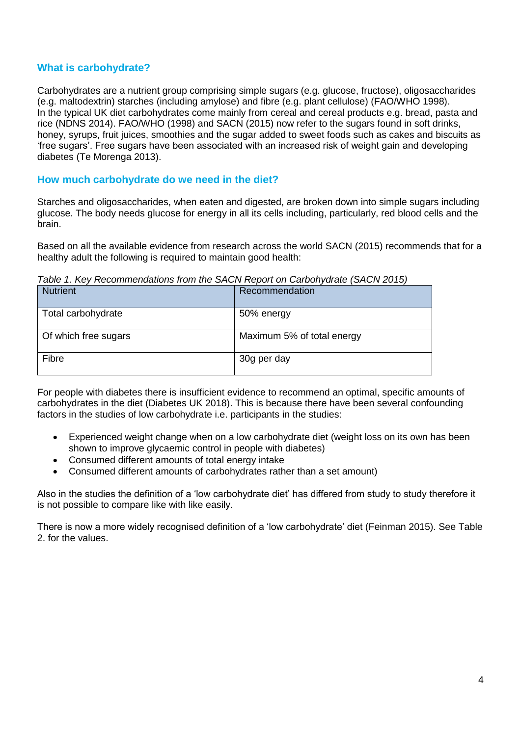## What is carbohydrate?

Carbohydrates are a nutrient group comprising simple sugars (e.g. glucose, fructose), oligosaccharides (e.g. maltodextrin) starches (including amylose) and fibre (e.g. plant cellulose) (FAO/WHO 1998). In the typical UK diet carbohydrates come mainly from cereal and cereal products e.g. bread, pasta and rice (NDNS 2014). FAO/WHO (1998) and SACN (2015) now refer to the sugars found in soft drinks, honey, syrups, fruit juices, smoothies and the sugar added to sweet foods such as cakes and biscuits as 'free sugars'. Free sugars have been associated with an increased risk of weight gain and developing diabetes (Te Morenga 2013).

## How much carbohydrate do we need in the diet?

Starches and oligosaccharides, when eaten and digested, are broken down into simple sugars including glucose. The body needs glucose for energy in all its cells including, particularly, red blood cells and the brain.

Based on all the available evidence from research across the world SACN (2015) recommends that for a healthy adult the following is required to maintain good health:

*Table 1. Key Recommendations from the SACN Report on Carbohydrate (SACN 2015)*

| Nutrient | Recommendation |
|---|---|
| Total carbohydrate | 50% energy |
| Of which free sugars | Maximum 5% of total energy |
| Fibre | 30g per day |

For people with diabetes there is insufficient evidence to recommend an optimal, specific amounts of carbohydrates in the diet (Diabetes UK 2018). This is because there have been several confounding factors in the studies of low carbohydrate i.e. participants in the studies:

- Experienced weight change when on a low carbohydrate diet (weight loss on its own has been shown to improve glycaemic control in people with diabetes)
- Consumed different amounts of total energy intake
- Consumed different amounts of carbohydrates rather than a set amount)

Also in the studies the definition of a 'low carbohydrate diet' has differed from study to study therefore it is not possible to compare like with like easily.

There is now a more widely recognised definition of a 'low carbohydrate' diet (Feinman 2015). See Table 2. for the values.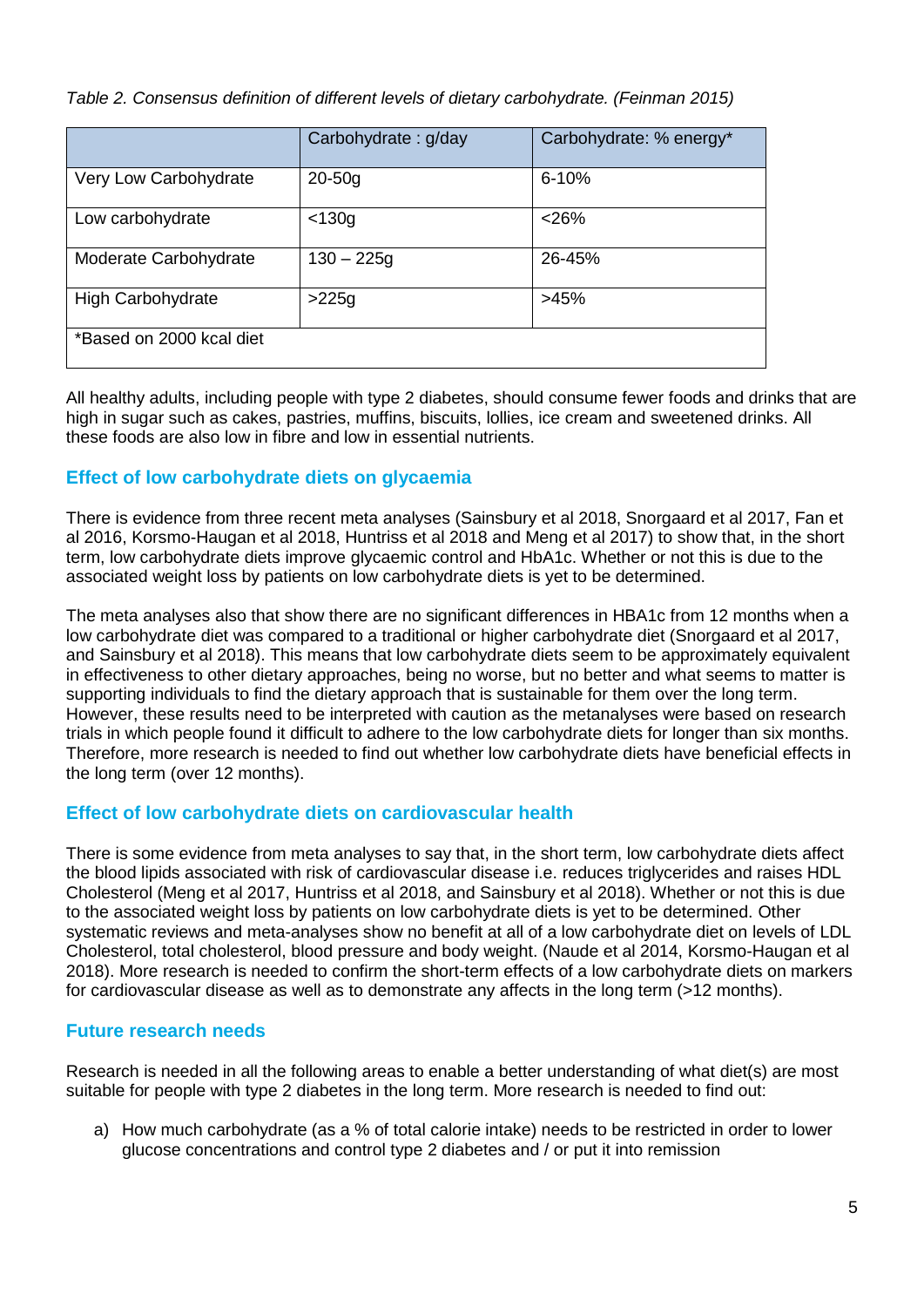*Table 2. Consensus definition of different levels of dietary carbohydrate. (Feinman 2015)*

| | Carbohydrate : g/day | Carbohydrate: % energy* |
|---|---|---|
| Very Low Carbohydrate | 20-50g | 6-10% |
| Low carbohydrate | <130g | <26% |
| Moderate Carbohydrate | 130 – 225g | 26-45% |
| High Carbohydrate | >225g | >45% |
| *Based on 2000 kcal diet | | |

All healthy adults, including people with type 2 diabetes, should consume fewer foods and drinks that are high in sugar such as cakes, pastries, muffins, biscuits, lollies, ice cream and sweetened drinks. All these foods are also low in fibre and low in essential nutrients.

### Effect of low carbohydrate diets on glycaemia

There is evidence from three recent meta analyses (Sainsbury et al 2018, Snorgaard et al 2017, Fan et al 2016, Korsmo-Haugan et al 2018, Huntriss et al 2018 and Meng et al 2017) to show that, in the short term, low carbohydrate diets improve glycaemic control and HbA1c. Whether or not this is due to the associated weight loss by patients on low carbohydrate diets is yet to be determined.

The meta analyses also that show there are no significant differences in HBA1c from 12 months when a low carbohydrate diet was compared to a traditional or higher carbohydrate diet (Snorgaard et al 2017, and Sainsbury et al 2018). This means that low carbohydrate diets seem to be approximately equivalent in effectiveness to other dietary approaches, being no worse, but no better and what seems to matter is supporting individuals to find the dietary approach that is sustainable for them over the long term. However, these results need to be interpreted with caution as the metanalyses were based on research trials in which people found it difficult to adhere to the low carbohydrate diets for longer than six months. Therefore, more research is needed to find out whether low carbohydrate diets have beneficial effects in the long term (over 12 months).

### Effect of low carbohydrate diets on cardiovascular health

There is some evidence from meta analyses to say that, in the short term, low carbohydrate diets affect the blood lipids associated with risk of cardiovascular disease i.e. reduces triglycerides and raises HDL Cholesterol (Meng et al 2017, Huntriss et al 2018, and Sainsbury et al 2018). Whether or not this is due to the associated weight loss by patients on low carbohydrate diets is yet to be determined. Other systematic reviews and meta-analyses show no benefit at all of a low carbohydrate diet on levels of LDL Cholesterol, total cholesterol, blood pressure and body weight. (Naude et al 2014, Korsmo-Haugan et al 2018). More research is needed to confirm the short-term effects of a low carbohydrate diets on markers for cardiovascular disease as well as to demonstrate any affects in the long term (>12 months).

### Future research needs

Research is needed in all the following areas to enable a better understanding of what diet(s) are most suitable for people with type 2 diabetes in the long term. More research is needed to find out:

a) How much carbohydrate (as a % of total calorie intake) needs to be restricted in order to lower glucose concentrations and control type 2 diabetes and / or put it into remission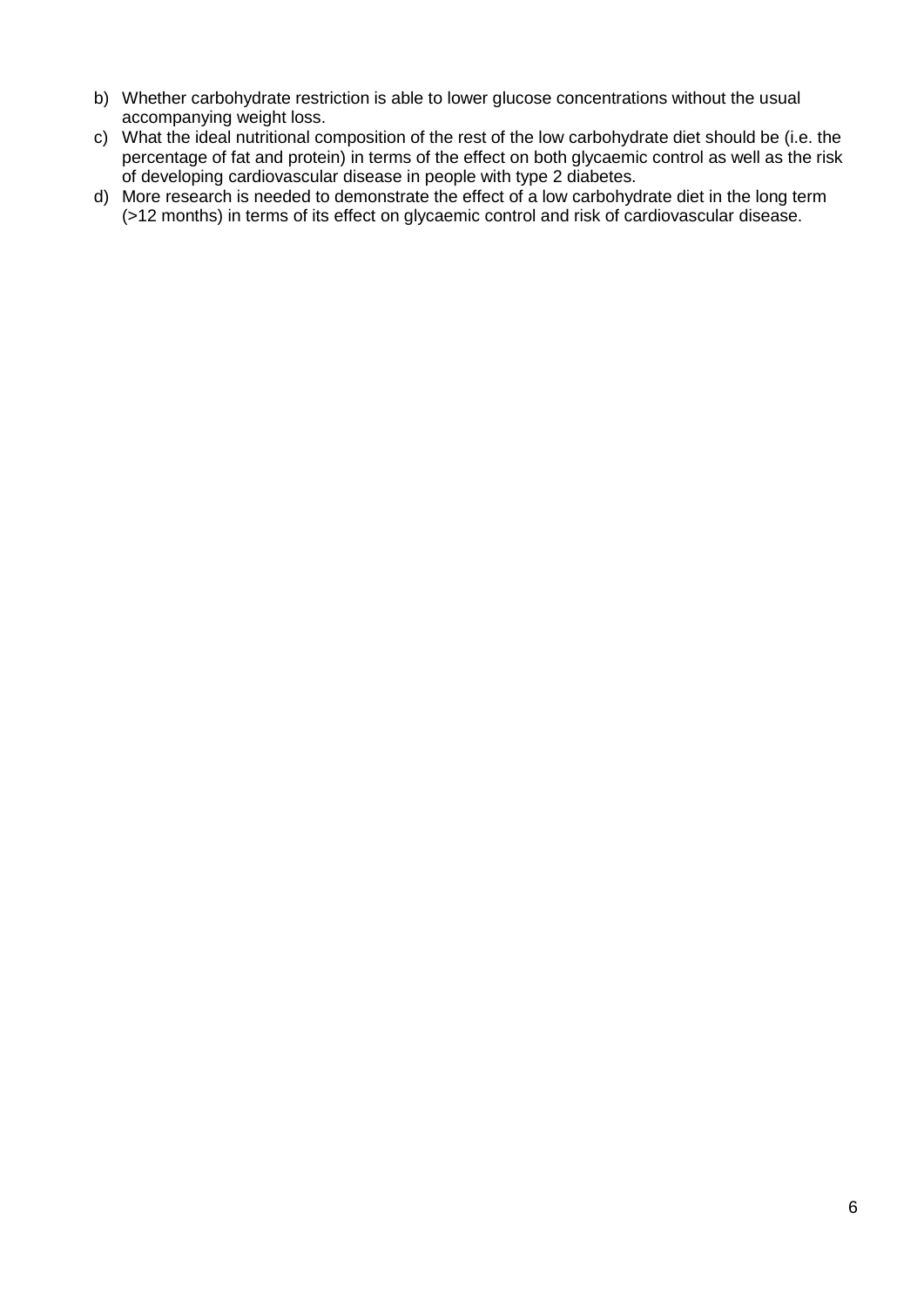b) Whether carbohydrate restriction is able to lower glucose concentrations without the usual accompanying weight loss.
c) What the ideal nutritional composition of the rest of the low carbohydrate diet should be (i.e. the percentage of fat and protein) in terms of the effect on both glycaemic control as well as the risk of developing cardiovascular disease in people with type 2 diabetes.
d) More research is needed to demonstrate the effect of a low carbohydrate diet in the long term (>12 months) in terms of its effect on glycaemic control and risk of cardiovascular disease.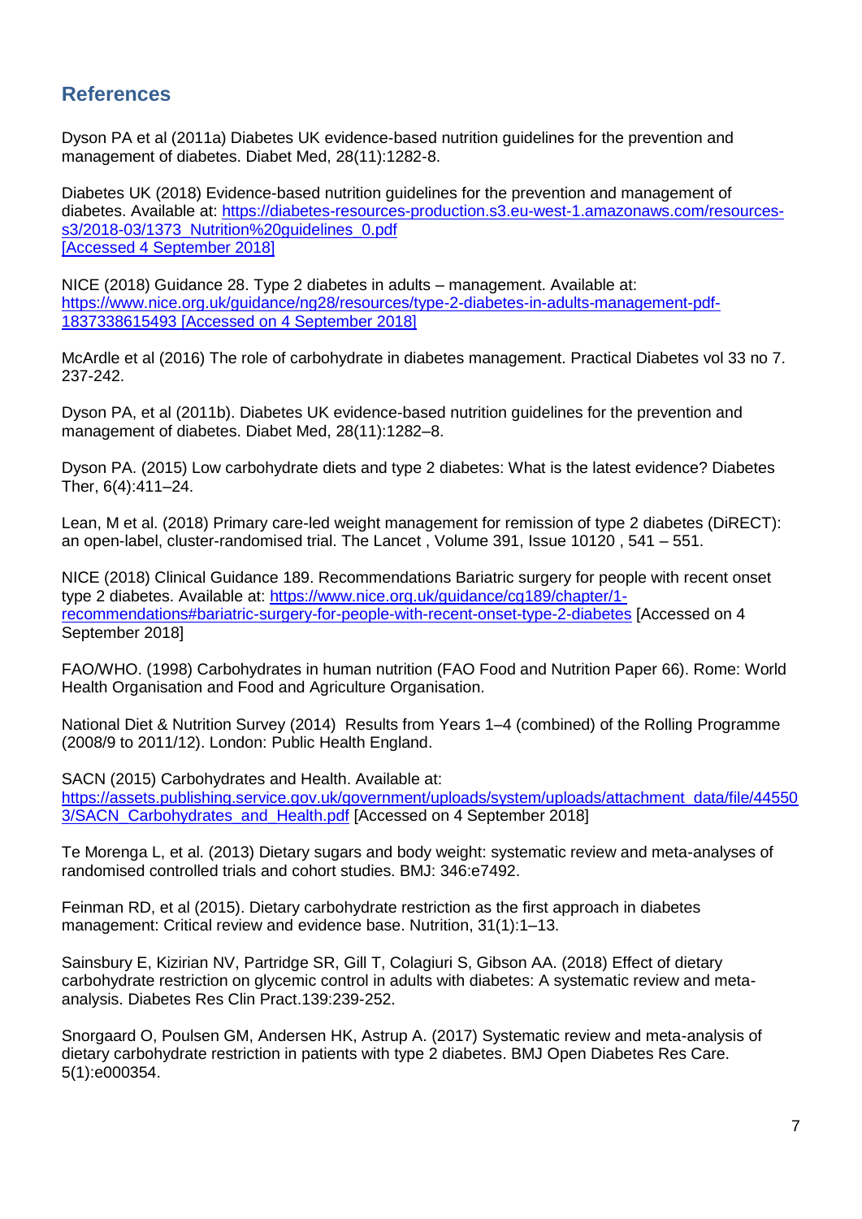## References

Dyson PA et al (2011a) Diabetes UK evidence-based nutrition guidelines for the prevention and management of diabetes. Diabet Med, 28(11):1282-8.

Diabetes UK (2018) Evidence-based nutrition guidelines for the prevention and management of diabetes. Available at: https://diabetes-resources-production.s3.eu-west-1.amazonaws.com/resources-s3/2018-03/1373_Nutrition%20guidelines_0.pdf [Accessed 4 September 2018]

NICE (2018) Guidance 28. Type 2 diabetes in adults – management. Available at: https://www.nice.org.uk/guidance/ng28/resources/type-2-diabetes-in-adults-management-pdf-1837338615493 [Accessed on 4 September 2018]

McArdle et al (2016) The role of carbohydrate in diabetes management. Practical Diabetes vol 33 no 7. 237-242.

Dyson PA, et al (2011b). Diabetes UK evidence-based nutrition guidelines for the prevention and management of diabetes. Diabet Med, 28(11):1282–8.

Dyson PA. (2015) Low carbohydrate diets and type 2 diabetes: What is the latest evidence? Diabetes Ther, 6(4):411–24.

Lean, M et al. (2018) Primary care-led weight management for remission of type 2 diabetes (DiRECT): an open-label, cluster-randomised trial. The Lancet , Volume 391, Issue 10120 , 541 – 551.

NICE (2018) Clinical Guidance 189. Recommendations Bariatric surgery for people with recent onset type 2 diabetes. Available at: https://www.nice.org.uk/guidance/cg189/chapter/1-recommendations#bariatric-surgery-for-people-with-recent-onset-type-2-diabetes [Accessed on 4 September 2018]

FAO/WHO. (1998) Carbohydrates in human nutrition (FAO Food and Nutrition Paper 66). Rome: World Health Organisation and Food and Agriculture Organisation.

National Diet & Nutrition Survey (2014) Results from Years 1–4 (combined) of the Rolling Programme (2008/9 to 2011/12). London: Public Health England.

SACN (2015) Carbohydrates and Health. Available at: https://assets.publishing.service.gov.uk/government/uploads/system/uploads/attachment_data/file/445503/SACN_Carbohydrates_and_Health.pdf [Accessed on 4 September 2018]

Te Morenga L, et al. (2013) Dietary sugars and body weight: systematic review and meta-analyses of randomised controlled trials and cohort studies. BMJ: 346:e7492.

Feinman RD, et al (2015). Dietary carbohydrate restriction as the first approach in diabetes management: Critical review and evidence base. Nutrition, 31(1):1–13.

Sainsbury E, Kizirian NV, Partridge SR, Gill T, Colagiuri S, Gibson AA. (2018) Effect of dietary carbohydrate restriction on glycemic control in adults with diabetes: A systematic review and meta-analysis. Diabetes Res Clin Pract.139:239-252.

Snorgaard O, Poulsen GM, Andersen HK, Astrup A. (2017) Systematic review and meta-analysis of dietary carbohydrate restriction in patients with type 2 diabetes. BMJ Open Diabetes Res Care. 5(1):e000354.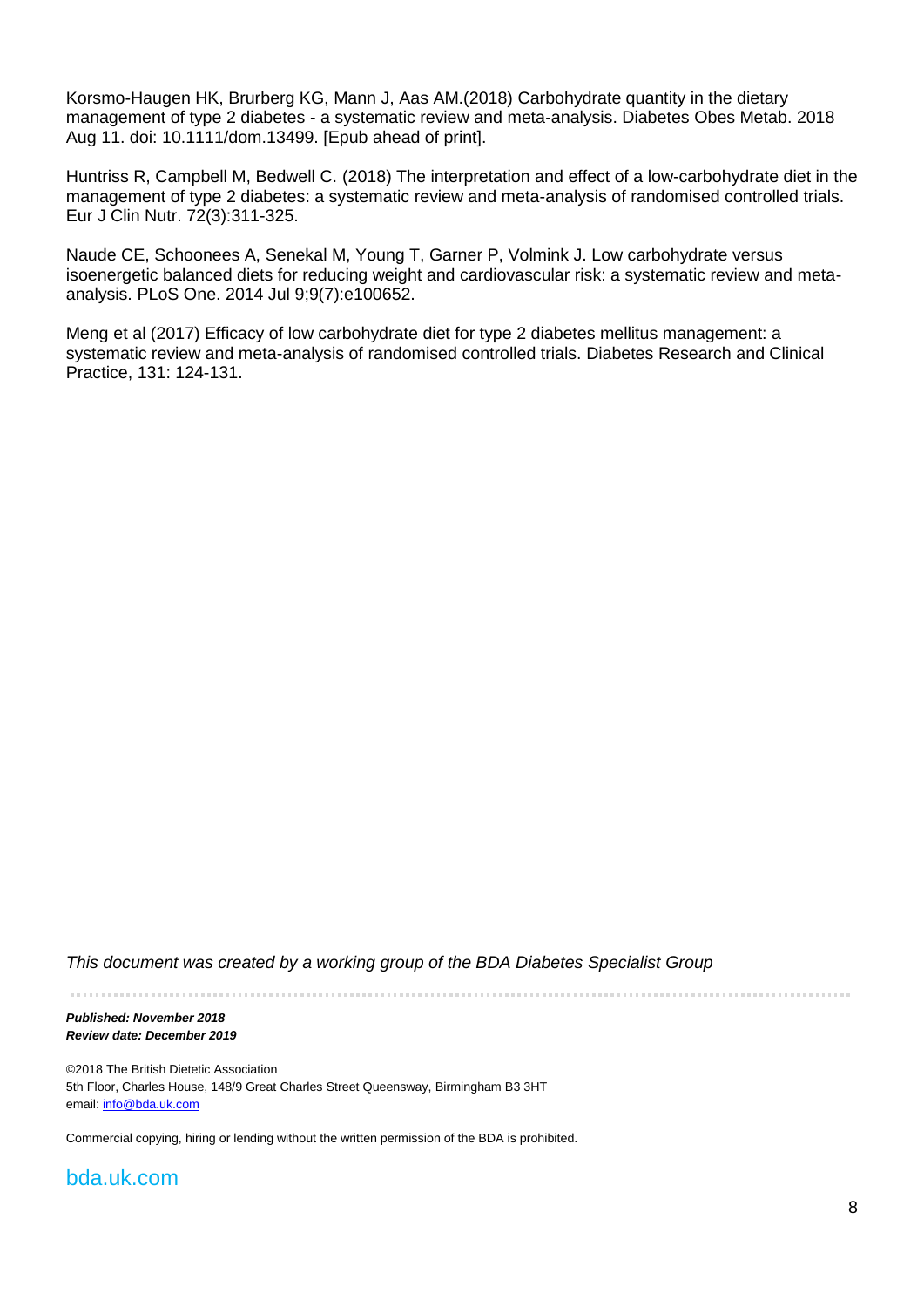Korsmo-Haugen HK, Brurberg KG, Mann J, Aas AM.(2018) Carbohydrate quantity in the dietary management of type 2 diabetes - a systematic review and meta-analysis. Diabetes Obes Metab. 2018 Aug 11. doi: 10.1111/dom.13499. [Epub ahead of print].

Huntriss R, Campbell M, Bedwell C. (2018) The interpretation and effect of a low-carbohydrate diet in the management of type 2 diabetes: a systematic review and meta-analysis of randomised controlled trials. Eur J Clin Nutr. 72(3):311-325.

Naude CE, Schoonees A, Senekal M, Young T, Garner P, Volmink J. Low carbohydrate versus isoenergetic balanced diets for reducing weight and cardiovascular risk: a systematic review and meta-analysis. PLoS One. 2014 Jul 9;9(7):e100652.

Meng et al (2017) Efficacy of low carbohydrate diet for type 2 diabetes mellitus management: a systematic review and meta-analysis of randomised controlled trials. Diabetes Research and Clinical Practice, 131: 124-131.

*This document was created by a working group of the BDA Diabetes Specialist Group*

***Published: November 2018***
***Review date: December 2019***

©2018 The British Dietetic Association
5th Floor, Charles House, 148/9 Great Charles Street Queensway, Birmingham B3 3HT
email: info@bda.uk.com

Commercial copying, hiring or lending without the written permission of the BDA is prohibited.

bda.uk.com